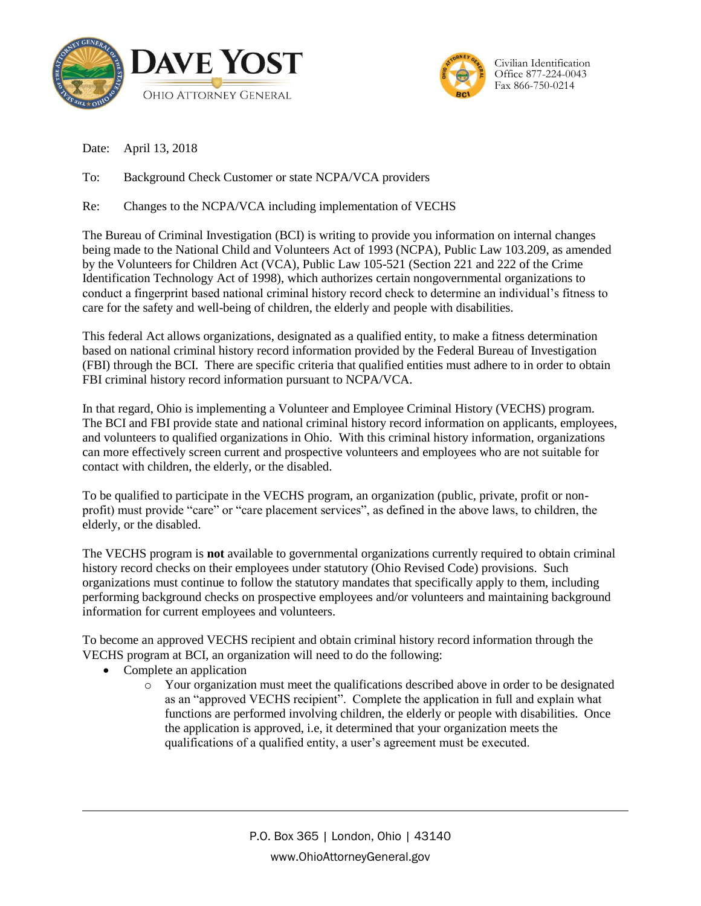**DAVE YOST**
OHIO ATTORNEY GENERAL

Civilian Identification
Office 877-224-0043
Fax 866-750-0214

Date: April 13, 2018

To: Background Check Customer or state NCPA/VCA providers

Re: Changes to the NCPA/VCA including implementation of VECHS

The Bureau of Criminal Investigation (BCI) is writing to provide you information on internal changes being made to the National Child and Volunteers Act of 1993 (NCPA), Public Law 103.209, as amended by the Volunteers for Children Act (VCA), Public Law 105-521 (Section 221 and 222 of the Crime Identification Technology Act of 1998), which authorizes certain nongovernmental organizations to conduct a fingerprint based national criminal history record check to determine an individual's fitness to care for the safety and well-being of children, the elderly and people with disabilities.

This federal Act allows organizations, designated as a qualified entity, to make a fitness determination based on national criminal history record information provided by the Federal Bureau of Investigation (FBI) through the BCI. There are specific criteria that qualified entities must adhere to in order to obtain FBI criminal history record information pursuant to NCPA/VCA.

In that regard, Ohio is implementing a Volunteer and Employee Criminal History (VECHS) program. The BCI and FBI provide state and national criminal history record information on applicants, employees, and volunteers to qualified organizations in Ohio. With this criminal history information, organizations can more effectively screen current and prospective volunteers and employees who are not suitable for contact with children, the elderly, or the disabled.

To be qualified to participate in the VECHS program, an organization (public, private, profit or non-profit) must provide "care" or "care placement services", as defined in the above laws, to children, the elderly, or the disabled.

The VECHS program is **not** available to governmental organizations currently required to obtain criminal history record checks on their employees under statutory (Ohio Revised Code) provisions. Such organizations must continue to follow the statutory mandates that specifically apply to them, including performing background checks on prospective employees and/or volunteers and maintaining background information for current employees and volunteers.

To become an approved VECHS recipient and obtain criminal history record information through the VECHS program at BCI, an organization will need to do the following:

- Complete an application
  - Your organization must meet the qualifications described above in order to be designated as an "approved VECHS recipient". Complete the application in full and explain what functions are performed involving children, the elderly or people with disabilities. Once the application is approved, i.e, it determined that your organization meets the qualifications of a qualified entity, a user's agreement must be executed.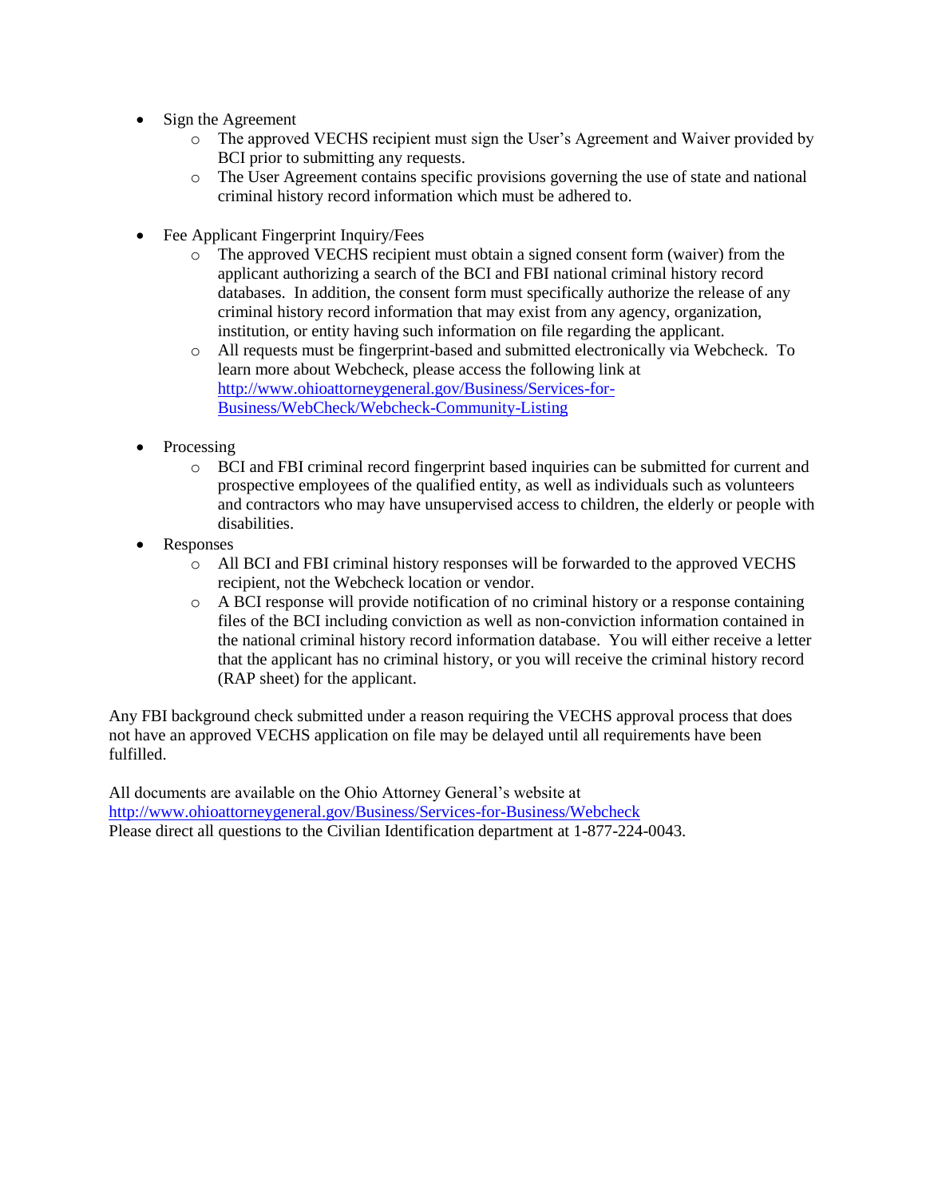- Sign the Agreement
    - The approved VECHS recipient must sign the User's Agreement and Waiver provided by BCI prior to submitting any requests.
    - The User Agreement contains specific provisions governing the use of state and national criminal history record information which must be adhered to.

- Fee Applicant Fingerprint Inquiry/Fees
    - The approved VECHS recipient must obtain a signed consent form (waiver) from the applicant authorizing a search of the BCI and FBI national criminal history record databases. In addition, the consent form must specifically authorize the release of any criminal history record information that may exist from any agency, organization, institution, or entity having such information on file regarding the applicant.
    - All requests must be fingerprint-based and submitted electronically via Webcheck. To learn more about Webcheck, please access the following link at [http://www.ohioattorneygeneral.gov/Business/Services-for-Business/WebCheck/Webcheck-Community-Listing](http://www.ohioattorneygeneral.gov/Business/Services-for-Business/WebCheck/Webcheck-Community-Listing)

- Processing
    - BCI and FBI criminal record fingerprint based inquiries can be submitted for current and prospective employees of the qualified entity, as well as individuals such as volunteers and contractors who may have unsupervised access to children, the elderly or people with disabilities.
- Responses
    - All BCI and FBI criminal history responses will be forwarded to the approved VECHS recipient, not the Webcheck location or vendor.
    - A BCI response will provide notification of no criminal history or a response containing files of the BCI including conviction as well as non-conviction information contained in the national criminal history record information database. You will either receive a letter that the applicant has no criminal history, or you will receive the criminal history record (RAP sheet) for the applicant.

Any FBI background check submitted under a reason requiring the VECHS approval process that does not have an approved VECHS application on file may be delayed until all requirements have been fulfilled.

All documents are available on the Ohio Attorney General's website at [http://www.ohioattorneygeneral.gov/Business/Services-for-Business/Webcheck](http://www.ohioattorneygeneral.gov/Business/Services-for-Business/Webcheck)
Please direct all questions to the Civilian Identification department at 1-877-224-0043.